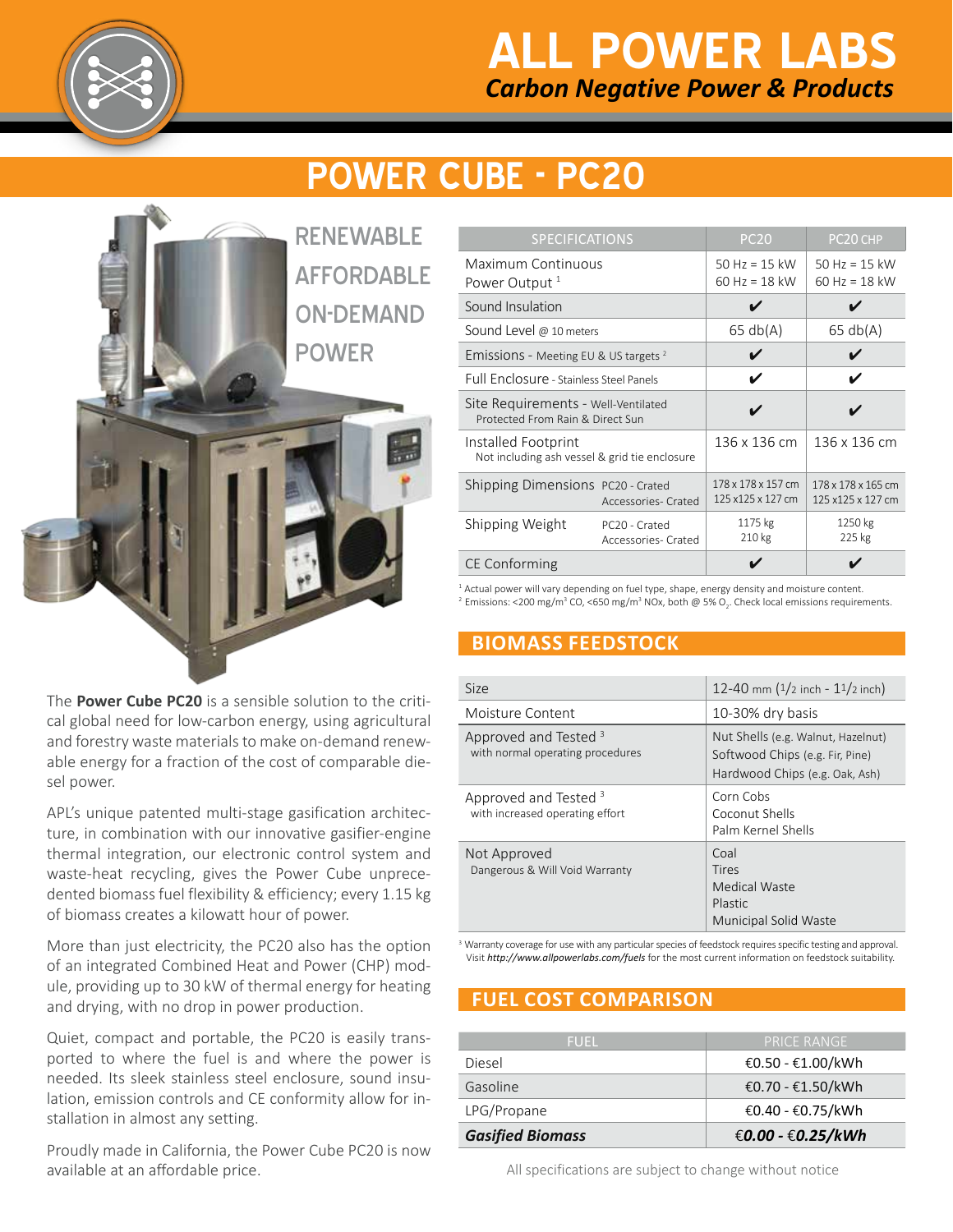# ALL POWER LABS

*Carbon Negative Power & Products*

# POWER CUBE - PC20

RENEWABLE
AFFORDABLE
ON-DEMAND
POWER

The **Power Cube PC20** is a sensible solution to the critical global need for low-carbon energy, using agricultural and forestry waste materials to make on-demand renewable energy for a fraction of the cost of comparable diesel power.

APL's unique patented multi-stage gasification architecture, in combination with our innovative gasifier-engine thermal integration, our electronic control system and waste-heat recycling, gives the Power Cube unprecedented biomass fuel flexibility & efficiency; every 1.15 kg of biomass creates a kilowatt hour of power.

More than just electricity, the PC20 also has the option of an integrated Combined Heat and Power (CHP) module, providing up to 30 kW of thermal energy for heating and drying, with no drop in power production.

Quiet, compact and portable, the PC20 is easily transported to where the fuel is and where the power is needed. Its sleek stainless steel enclosure, sound insulation, emission controls and CE conformity allow for installation in almost any setting.

Proudly made in California, the Power Cube PC20 is now available at an affordable price.

| SPECIFICATIONS | | PC20 | PC20 CHP |
|---|---|---|---|
| Maximum Continuous Power Output [1] | | 50 Hz = 15 kW<br>60 Hz = 18 kW | 50 Hz = 15 kW<br>60 Hz = 18 kW |
| Sound Insulation | | ✔ | ✔ |
| Sound Level @ 10 meters | | 65 db(A) | 65 db(A) |
| Emissions - Meeting EU & US targets [2] | | ✔ | ✔ |
| Full Enclosure - Stainless Steel Panels | | ✔ | ✔ |
| Site Requirements - Well-Ventilated Protected From Rain & Direct Sun | | ✔ | ✔ |
| Installed Footprint<br>Not including ash vessel & grid tie enclosure | | 136 x 136 cm | 136 x 136 cm |
| Shipping Dimensions | PC20 - Crated<br>Accessories- Crated | 178 x 178 x 157 cm<br>125 x125 x 127 cm | 178 x 178 x 165 cm<br>125 x125 x 127 cm |
| Shipping Weight | PC20 - Crated<br>Accessories- Crated | 1175 kg<br>210 kg | 1250 kg<br>225 kg |
| CE Conforming | | ✔ | ✔ |

[1] Actual power will vary depending on fuel type, shape, energy density and moisture content.
[2] Emissions: <200 mg/m³ CO, <650 mg/m³ NOx, both @ 5% $O_2$. Check local emissions requirements.

## BIOMASS FEEDSTOCK

| | |
|---|---|
| Size | 12-40 mm (1/2 inch - 1 1/2 inch) |
| Moisture Content | 10-30% dry basis |
| Approved and Tested [3]<br>with normal operating procedures | Nut Shells (e.g. Walnut, Hazelnut)<br>Softwood Chips (e.g. Fir, Pine)<br>Hardwood Chips (e.g. Oak, Ash) |
| Approved and Tested [3]<br>with increased operating effort | Corn Cobs<br>Coconut Shells<br>Palm Kernel Shells |
| Not Approved<br>Dangerous & Will Void Warranty | Coal<br>Tires<br>Medical Waste<br>Plastic<br>Municipal Solid Waste |

[3] Warranty coverage for use with any particular species of feedstock requires specific testing and approval. Visit *http://www.allpowerlabs.com/fuels* for the most current information on feedstock suitability.

## FUEL COST COMPARISON

| FUEL | PRICE RANGE |
|---|---|
| Diesel | €0.50 - €1.00/kWh |
| Gasoline | €0.70 - €1.50/kWh |
| LPG/Propane | €0.40 - €0.75/kWh |
| ***Gasified Biomass*** | ***€0.00 - €0.25/kWh*** |

All specifications are subject to change without notice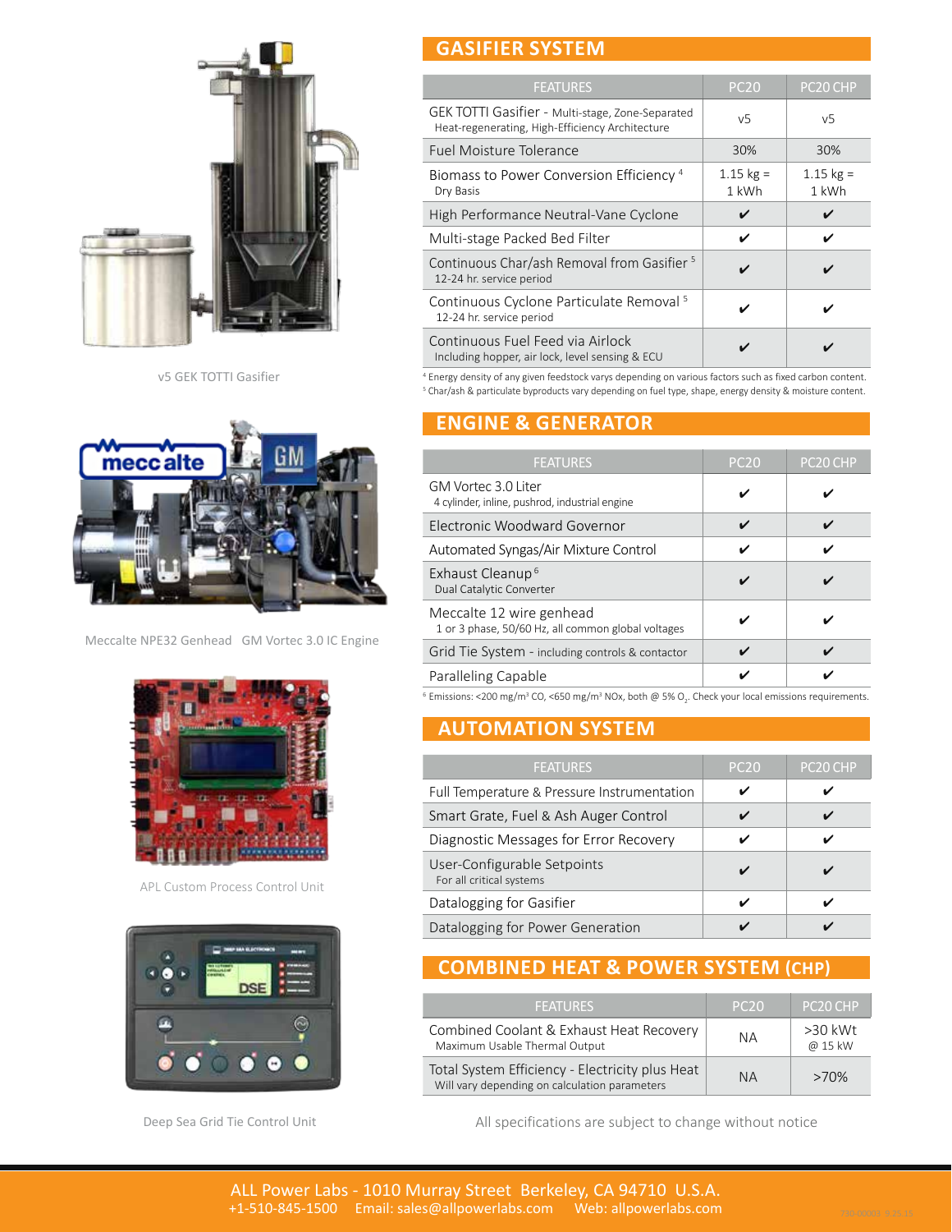v5 GEK TOTTI Gasifier

Meccalte NPE32 Genhead   GM Vortec 3.0 IC Engine

APL Custom Process Control Unit

Deep Sea Grid Tie Control Unit

## GASIFIER SYSTEM

| FEATURES | PC20 | PC20 CHP |
|---|---|---|
| GEK TOTTI Gasifier - Multi-stage, Zone-Separated Heat-regenerating, High-Efficiency Architecture | v5 | v5 |
| Fuel Moisture Tolerance | 30% | 30% |
| Biomass to Power Conversion Efficiency [4] Dry Basis | 1.15 kg = 1 kWh | 1.15 kg = 1 kWh |
| High Performance Neutral-Vane Cyclone | ✔ | ✔ |
| Multi-stage Packed Bed Filter | ✔ | ✔ |
| Continuous Char/ash Removal from Gasifier [5] 12-24 hr. service period | ✔ | ✔ |
| Continuous Cyclone Particulate Removal [5] 12-24 hr. service period | ✔ | ✔ |
| Continuous Fuel Feed via Airlock Including hopper, air lock, level sensing & ECU | ✔ | ✔ |

[4] Energy density of any given feedstock varys depending on various factors such as fixed carbon content.
[5] Char/ash & particulate byproducts vary depending on fuel type, shape, energy density & moisture content.

## ENGINE & GENERATOR

| FEATURES | PC20 | PC20 CHP |
|---|---|---|
| GM Vortec 3.0 Liter 4 cylinder, inline, pushrod, industrial engine | ✔ | ✔ |
| Electronic Woodward Governor | ✔ | ✔ |
| Automated Syngas/Air Mixture Control | ✔ | ✔ |
| Exhaust Cleanup [6] Dual Catalytic Converter | ✔ | ✔ |
| Meccalte 12 wire genhead 1 or 3 phase, 50/60 Hz, all common global voltages | ✔ | ✔ |
| Grid Tie System - including controls & contactor | ✔ | ✔ |
| Paralleling Capable | ✔ | ✔ |

[6] Emissions: <200 mg/m³ CO, <650 mg/m³ NOx, both @ 5% $O_2$. Check your local emissions requirements.

## AUTOMATION SYSTEM

| FEATURES | PC20 | PC20 CHP |
|---|---|---|
| Full Temperature & Pressure Instrumentation | ✔ | ✔ |
| Smart Grate, Fuel & Ash Auger Control | ✔ | ✔ |
| Diagnostic Messages for Error Recovery | ✔ | ✔ |
| User-Configurable Setpoints For all critical systems | ✔ | ✔ |
| Datalogging for Gasifier | ✔ | ✔ |
| Datalogging for Power Generation | ✔ | ✔ |

## COMBINED HEAT & POWER SYSTEM (CHP)

| FEATURES | PC20 | PC20 CHP |
|---|---|---|
| Combined Coolant & Exhaust Heat Recovery Maximum Usable Thermal Output | NA | >30 kWt @ 15 kW |
| Total System Efficiency - Electricity plus Heat Will vary depending on calculation parameters | NA | >70% |

All specifications are subject to change without notice

ALL Power Labs - 1010 Murray Street Berkeley, CA 94710 U.S.A.
+1-510-845-1500 Email: sales@allpowerlabs.com Web: allpowerlabs.com